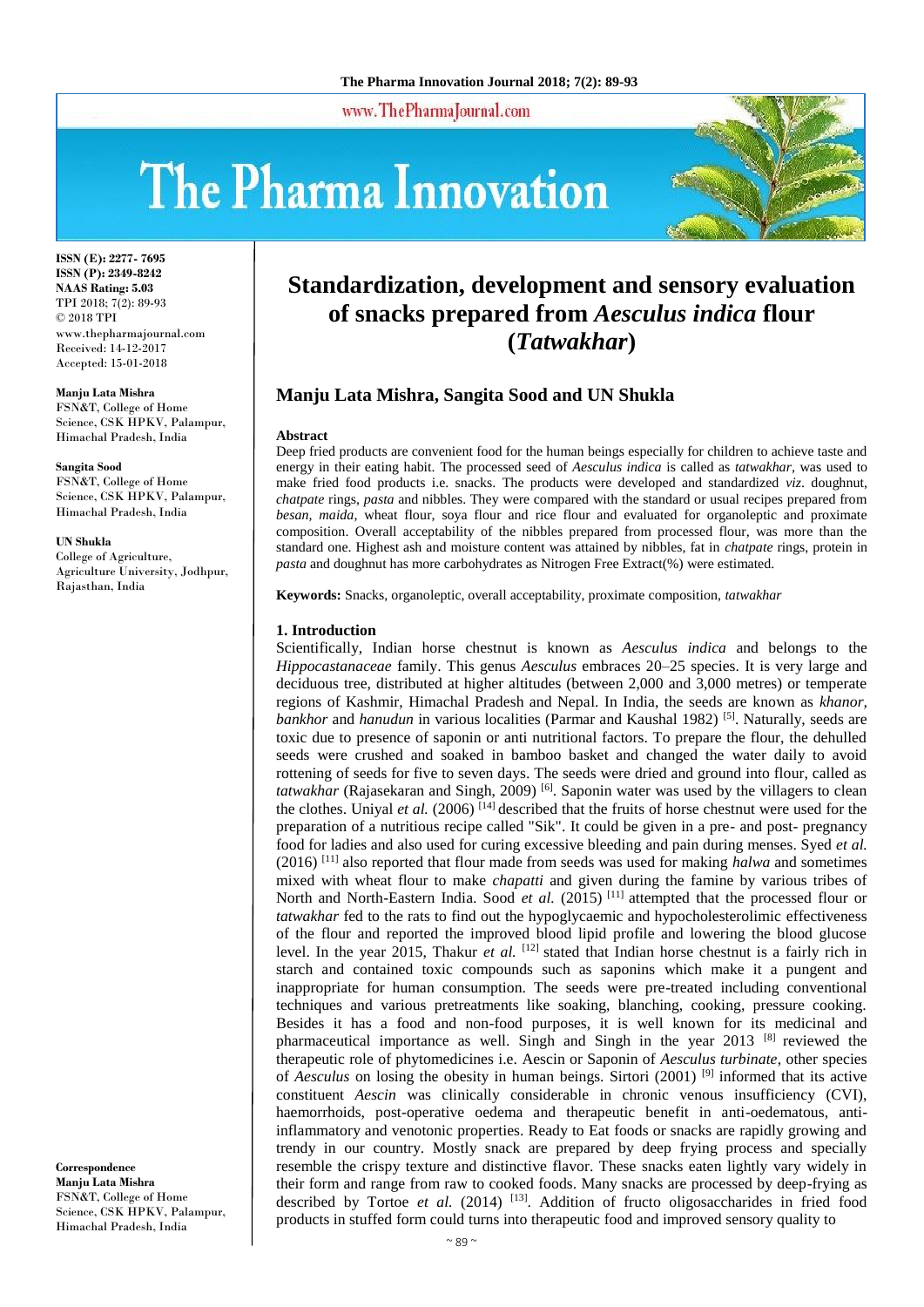ISSN (E): 2277- 7695
ISSN (P): 2349-8242
NAAS Rating: 5.03
TPI 2018; 7(2): 89-93
© 2018 TPI
www.thepharmajournal.com
Received: 14-12-2017
Accepted: 15-01-2018

**Manju Lata Mishra**
FSN&T, College of Home Science, CSK HPKV, Palampur, Himachal Pradesh, India

**Sangita Sood**
FSN&T, College of Home Science, CSK HPKV, Palampur, Himachal Pradesh, India

**UN Shukla**
College of Agriculture, Agriculture University, Jodhpur, Rajasthan, India

**Correspondence**
**Manju Lata Mishra**
FSN&T, College of Home Science, CSK HPKV, Palampur, Himachal Pradesh, India

# Standardization, development and sensory evaluation of snacks prepared from *Aesculus indica* flour (*Tatwakhar*)

## Manju Lata Mishra, Sangita Sood and UN Shukla

**Abstract**

Deep fried products are convenient food for the human beings especially for children to achieve taste and energy in their eating habit. The processed seed of *Aesculus indica* is called as *tatwakhar*, was used to make fried food products i.e. snacks. The products were developed and standardized *viz*. doughnut, *chatpate* rings, *pasta* and nibbles. They were compared with the standard or usual recipes prepared from *besan, maida*, wheat flour, soya flour and rice flour and evaluated for organoleptic and proximate composition. Overall acceptability of the nibbles prepared from processed flour, was more than the standard one. Highest ash and moisture content was attained by nibbles, fat in *chatpate* rings, protein in *pasta* and doughnut has more carbohydrates as Nitrogen Free Extract(%) were estimated.

**Keywords:** Snacks, organoleptic, overall acceptability, proximate composition, *tatwakhar*

### 1. Introduction

Scientifically, Indian horse chestnut is known as *Aesculus indica* and belongs to the *Hippocastanaceae* family. This genus *Aesculus* embraces 20–25 species. It is very large and deciduous tree, distributed at higher altitudes (between 2,000 and 3,000 metres) or temperate regions of Kashmir, Himachal Pradesh and Nepal. In India, the seeds are known as *khanor, bankhor* and *hanudun* in various localities (Parmar and Kaushal 1982) [5]. Naturally, seeds are toxic due to presence of saponin or anti nutritional factors. To prepare the flour, the dehulled seeds were crushed and soaked in bamboo basket and changed the water daily to avoid rottening of seeds for five to seven days. The seeds were dried and ground into flour, called as *tatwakhar* (Rajasekaran and Singh, 2009) [6]. Saponin water was used by the villagers to clean the clothes. Uniyal *et al.* (2006) [14] described that the fruits of horse chestnut were used for the preparation of a nutritious recipe called "Sik". It could be given in a pre- and post- pregnancy food for ladies and also used for curing excessive bleeding and pain during menses. Syed *et al.* (2016) [11] also reported that flour made from seeds was used for making *halwa* and sometimes mixed with wheat flour to make *chapatti* and given during the famine by various tribes of North and North-Eastern India. Sood *et al.* (2015) [11] attempted that the processed flour or *tatwakhar* fed to the rats to find out the hypoglycaemic and hypocholesterolimic effectiveness of the flour and reported the improved blood lipid profile and lowering the blood glucose level. In the year 2015, Thakur *et al.* [12] stated that Indian horse chestnut is a fairly rich in starch and contained toxic compounds such as saponins which make it a pungent and inappropriate for human consumption. The seeds were pre-treated including conventional techniques and various pretreatments like soaking, blanching, cooking, pressure cooking. Besides it has a food and non-food purposes, it is well known for its medicinal and pharmaceutical importance as well. Singh and Singh in the year 2013 [8] reviewed the therapeutic role of phytomedicines i.e. Aescin or Saponin of *Aesculus turbinate*, other species of *Aesculus* on losing the obesity in human beings. Sirtori (2001) [9] informed that its active constituent *Aescin* was clinically considerable in chronic venous insufficiency (CVI), haemorrhoids, post-operative oedema and therapeutic benefit in anti-oedematous, anti-inflammatory and venotonic properties. Ready to Eat foods or snacks are rapidly growing and trendy in our country. Mostly snack are prepared by deep frying process and specially resemble the crispy texture and distinctive flavor. These snacks eaten lightly vary widely in their form and range from raw to cooked foods. Many snacks are processed by deep-frying as described by Tortoe *et al.* (2014) [13]. Addition of fructo oligosaccharides in fried food products in stuffed form could turns into therapeutic food and improved sensory quality to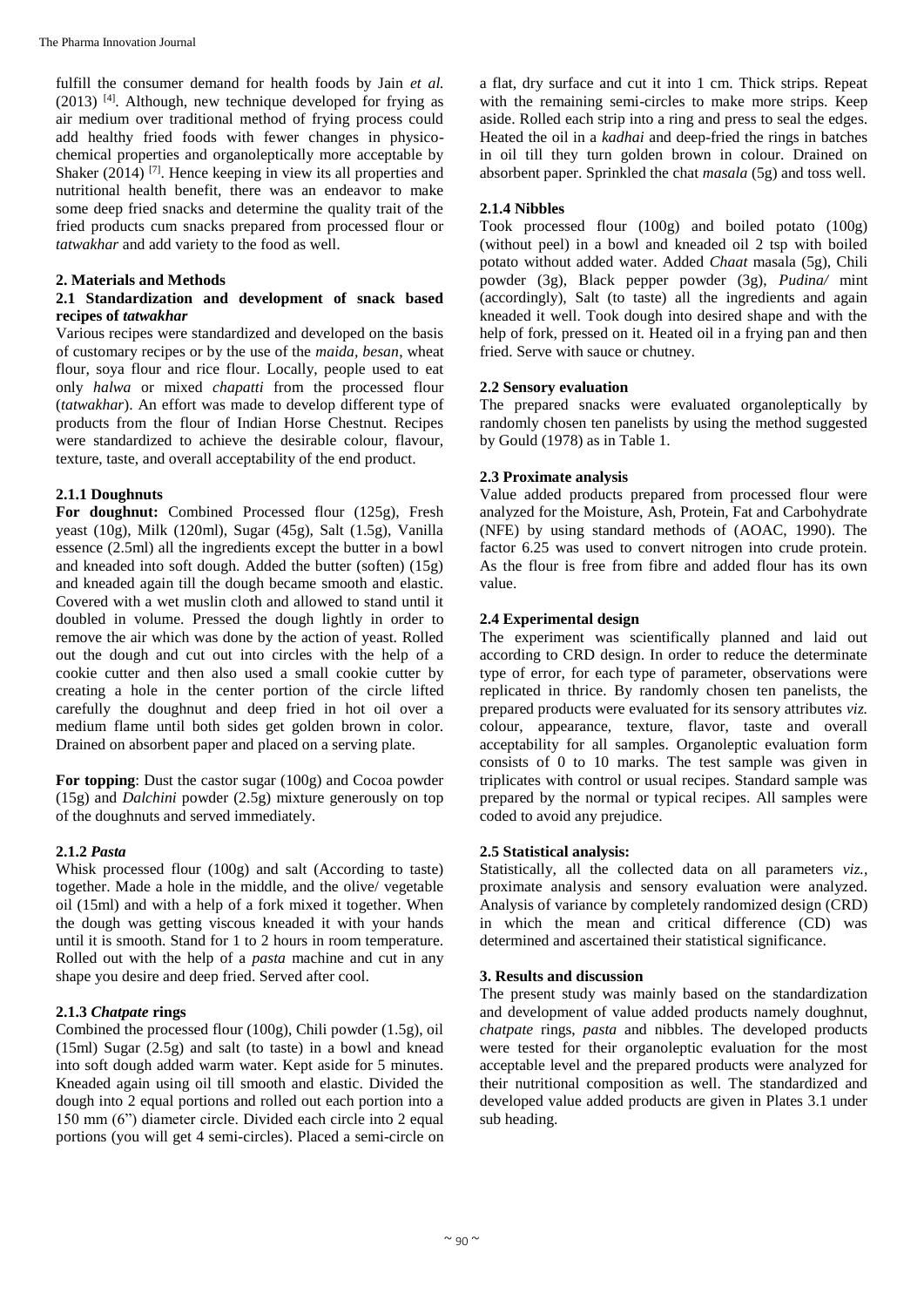fulfill the consumer demand for health foods by Jain *et al.* (2013) [4]. Although, new technique developed for frying as air medium over traditional method of frying process could add healthy fried foods with fewer changes in physico-chemical properties and organoleptically more acceptable by Shaker (2014) [7]. Hence keeping in view its all properties and nutritional health benefit, there was an endeavor to make some deep fried snacks and determine the quality trait of the fried products cum snacks prepared from processed flour or *tatwakhar* and add variety to the food as well.

## 2. Materials and Methods

### 2.1 Standardization and development of snack based recipes of *tatwakhar*

Various recipes were standardized and developed on the basis of customary recipes or by the use of the *maida*, *besan*, wheat flour, soya flour and rice flour. Locally, people used to eat only *halwa* or mixed *chapatti* from the processed flour (*tatwakhar*). An effort was made to develop different type of products from the flour of Indian Horse Chestnut. Recipes were standardized to achieve the desirable colour, flavour, texture, taste, and overall acceptability of the end product.

#### 2.1.1 Doughnuts

**For doughnut:** Combined Processed flour (125g), Fresh yeast (10g), Milk (120ml), Sugar (45g), Salt (1.5g), Vanilla essence (2.5ml) all the ingredients except the butter in a bowl and kneaded into soft dough. Added the butter (soften) (15g) and kneaded again till the dough became smooth and elastic. Covered with a wet muslin cloth and allowed to stand until it doubled in volume. Pressed the dough lightly in order to remove the air which was done by the action of yeast. Rolled out the dough and cut out into circles with the help of a cookie cutter and then also used a small cookie cutter by creating a hole in the center portion of the circle lifted carefully the doughnut and deep fried in hot oil over a medium flame until both sides get golden brown in color. Drained on absorbent paper and placed on a serving plate.

**For topping**: Dust the castor sugar (100g) and Cocoa powder (15g) and *Dalchini* powder (2.5g) mixture generously on top of the doughnuts and served immediately.

#### 2.1.2 *Pasta*

Whisk processed flour (100g) and salt (According to taste) together. Made a hole in the middle, and the olive/ vegetable oil (15ml) and with a help of a fork mixed it together. When the dough was getting viscous kneaded it with your hands until it is smooth. Stand for 1 to 2 hours in room temperature. Rolled out with the help of a *pasta* machine and cut in any shape you desire and deep fried. Served after cool.

#### 2.1.3 *Chatpate* rings

Combined the processed flour (100g), Chili powder (1.5g), oil (15ml) Sugar (2.5g) and salt (to taste) in a bowl and knead into soft dough added warm water. Kept aside for 5 minutes. Kneaded again using oil till smooth and elastic. Divided the dough into 2 equal portions and rolled out each portion into a 150 mm (6") diameter circle. Divided each circle into 2 equal portions (you will get 4 semi-circles). Placed a semi-circle on a flat, dry surface and cut it into 1 cm. Thick strips. Repeat with the remaining semi-circles to make more strips. Keep aside. Rolled each strip into a ring and press to seal the edges. Heated the oil in a *kadhai* and deep-fried the rings in batches in oil till they turn golden brown in colour. Drained on absorbent paper. Sprinkled the chat *masala* (5g) and toss well.

#### 2.1.4 Nibbles

Took processed flour (100g) and boiled potato (100g) (without peel) in a bowl and kneaded oil 2 tsp with boiled potato without added water. Added *Chaat* masala (5g), Chili powder (3g), Black pepper powder (3g), *Pudina/* mint (accordingly), Salt (to taste) all the ingredients and again kneaded it well. Took dough into desired shape and with the help of fork, pressed on it. Heated oil in a frying pan and then fried. Serve with sauce or chutney.

### 2.2 Sensory evaluation

The prepared snacks were evaluated organoleptically by randomly chosen ten panelists by using the method suggested by Gould (1978) as in Table 1.

### 2.3 Proximate analysis

Value added products prepared from processed flour were analyzed for the Moisture, Ash, Protein, Fat and Carbohydrate (NFE) by using standard methods of (AOAC, 1990). The factor 6.25 was used to convert nitrogen into crude protein. As the flour is free from fibre and added flour has its own value.

### 2.4 Experimental design

The experiment was scientifically planned and laid out according to CRD design. In order to reduce the determinate type of error, for each type of parameter, observations were replicated in thrice. By randomly chosen ten panelists, the prepared products were evaluated for its sensory attributes *viz.* colour, appearance, texture, flavor, taste and overall acceptability for all samples. Organoleptic evaluation form consists of 0 to 10 marks. The test sample was given in triplicates with control or usual recipes. Standard sample was prepared by the normal or typical recipes. All samples were coded to avoid any prejudice.

### 2.5 Statistical analysis:

Statistically, all the collected data on all parameters *viz.*, proximate analysis and sensory evaluation were analyzed. Analysis of variance by completely randomized design (CRD) in which the mean and critical difference (CD) was determined and ascertained their statistical significance.

## 3. Results and discussion

The present study was mainly based on the standardization and development of value added products namely doughnut, *chatpate* rings, *pasta* and nibbles. The developed products were tested for their organoleptic evaluation for the most acceptable level and the prepared products were analyzed for their nutritional composition as well. The standardized and developed value added products are given in Plates 3.1 under sub heading.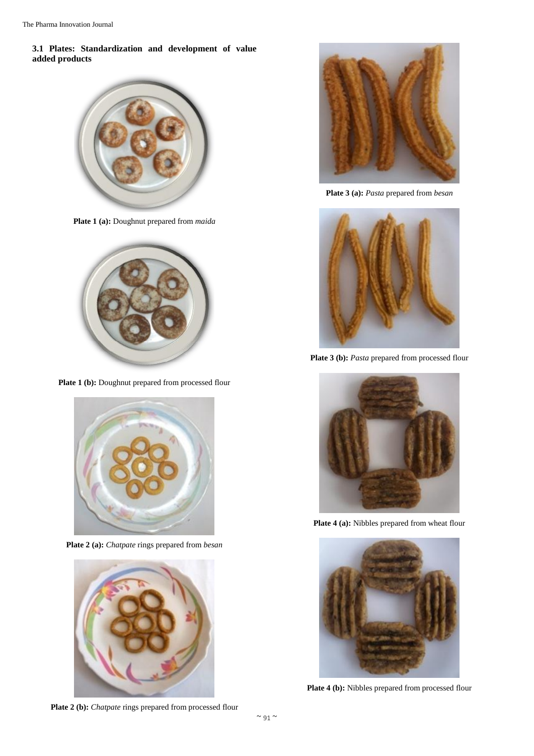### 3.1 Plates: Standardization and development of value added products

**Plate 1 (a):** Doughnut prepared from *maida*

**Plate 1 (b):** Doughnut prepared from processed flour

**Plate 2 (a):** *Chatpate* rings prepared from *besan*

**Plate 2 (b):** *Chatpate* rings prepared from processed flour

**Plate 3 (a):** *Pasta* prepared from *besan*

**Plate 3 (b):** *Pasta* prepared from processed flour

**Plate 4 (a):** Nibbles prepared from wheat flour

**Plate 4 (b):** Nibbles prepared from processed flour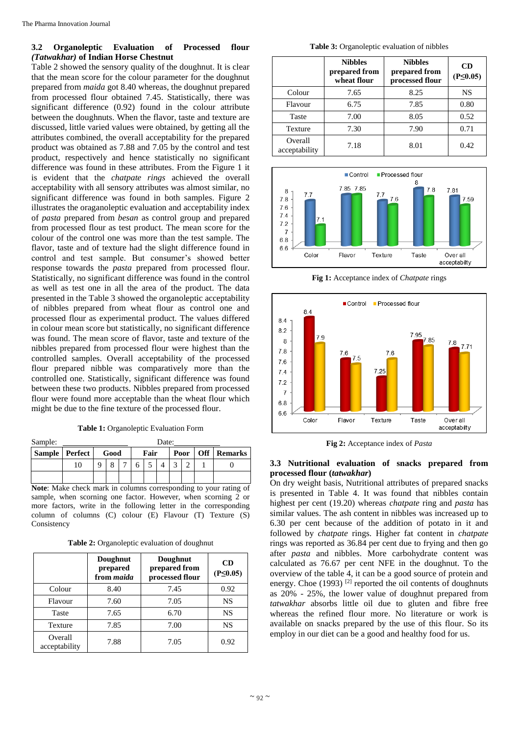### 3.2 Organoleptic Evaluation of Processed flour *(Tatwakhar)* of Indian Horse Chestnut

Table 2 showed the sensory quality of the doughnut. It is clear that the mean score for the colour parameter for the doughnut prepared from *maida* got 8.40 whereas, the doughnut prepared from processed flour obtained 7.45. Statistically, there was significant difference (0.92) found in the colour attribute between the doughnuts. When the flavor, taste and texture are discussed, little varied values were obtained, by getting all the attributes combined, the overall acceptability for the prepared product was obtained as 7.88 and 7.05 by the control and test product, respectively and hence statistically no significant difference was found in these attributes. From the Figure 1 it is evident that the *chatpate rings* achieved the overall acceptability with all sensory attributes was almost similar, no significant difference was found in both samples. Figure 2 illustrates the oraganoleptic evaluation and acceptability index of *pasta* prepared from *besan* as control group and prepared from processed flour as test product. The mean score for the colour of the control one was more than the test sample. The flavor, taste and of texture had the slight difference found in control and test sample. But consumer's showed better response towards the *pasta* prepared from processed flour. Statistically, no significant difference was found in the control as well as test one in all the area of the product. The data presented in the Table 3 showed the organoleptic acceptability of nibbles prepared from wheat flour as control one and processed flour as experimental product. The values differed in colour mean score but statistically, no significant difference was found. The mean score of flavor, taste and texture of the nibbles prepared from processed flour were highest than the controlled samples. Overall acceptability of the processed flour prepared nibble was comparatively more than the controlled one. Statistically, significant difference was found between these two products. Nibbles prepared from processed flour were found more acceptable than the wheat flour which might be due to the fine texture of the processed flour.

**Table 1:** Organoleptic Evaluation Form

Sample: ________________ Date: ____________

| Sample | Perfect | Good | | | Fair | | | Poor | | Off | Remarks |
|---|---|---|---|---|---|---|---|---|---|---|---|
| | 10 | 9 | 8 | 7 | 6 | 5 | 4 | 3 | 2 | 1 | 0 |
| | | | | | | | | | | | |

**Note**: Make check mark in columns corresponding to your rating of sample, when scorning one factor. However, when scorning 2 or more factors, write in the following letter in the corresponding column of columns (C) colour (E) Flavour (T) Texture (S) Consistency

**Table 2:** Organoleptic evaluation of doughnut

| | Doughnut prepared from *maida* | Doughnut prepared from processed flour | CD (P≤0.05) |
|---|---|---|---|
| Colour | 8.40 | 7.45 | 0.92 |
| Flavour | 7.60 | 7.05 | NS |
| Taste | 7.65 | 6.70 | NS |
| Texture | 7.85 | 7.00 | NS |
| Overall acceptability | 7.88 | 7.05 | 0.92 |

**Table 3:** Organoleptic evaluation of nibbles

| | Nibbles prepared from wheat flour | Nibbles prepared from processed flour | CD (P≤0.05) |
|---|---|---|---|
| Colour | 7.65 | 8.25 | NS |
| Flavour | 6.75 | 7.85 | 0.80 |
| Taste | 7.00 | 8.05 | 0.52 |
| Texture | 7.30 | 7.90 | 0.71 |
| Overall acceptability | 7.18 | 8.01 | 0.42 |

| | Color | Flavor | Texture | Taste | Over all acceptability |
|---|---|---|---|---|---|
| Control | 7.7 | 7.85 | 7.7 | 8 | 7.81 |
| Processed flour | 7.1 | 7.85 | 7.6 | 7.8 | 7.59 |

**Fig 1:** Acceptance index of *Chatpate* rings

| | Color | Flavor | Texture | Taste | Over all acceptability |
|---|---|---|---|---|---|
| Control | 8.4 | 7.6 | 7.25 | 7.95 | 7.8 |
| Processed flour | 7.9 | 7.5 | 7.6 | 7.85 | 7.71 |

**Fig 2:** Acceptance index of *Pasta*

### 3.3 Nutritional evaluation of snacks prepared from processed flour (*tatwakhar*)

On dry weight basis, Nutritional attributes of prepared snacks is presented in Table 4. It was found that nibbles contain highest per cent (19.20) whereas *chatpate* ring and *pasta* has similar values. The ash content in nibbles was increased up to 6.30 per cent because of the addition of potato in it and followed by *chatpate* rings. Higher fat content in *chatpate* rings was reported as 36.84 per cent due to frying and then go after *pasta* and nibbles. More carbohydrate content was calculated as 76.67 per cent NFE in the doughnut. To the overview of the table 4, it can be a good source of protein and energy. Choe (1993) [2] reported the oil contents of doughnuts as 20% - 25%, the lower value of doughnut prepared from *tatwakhar* absorbs little oil due to gluten and fibre free whereas the refined flour more. No literature or work is available on snacks prepared by the use of this flour. So its employ in our diet can be a good and healthy food for us.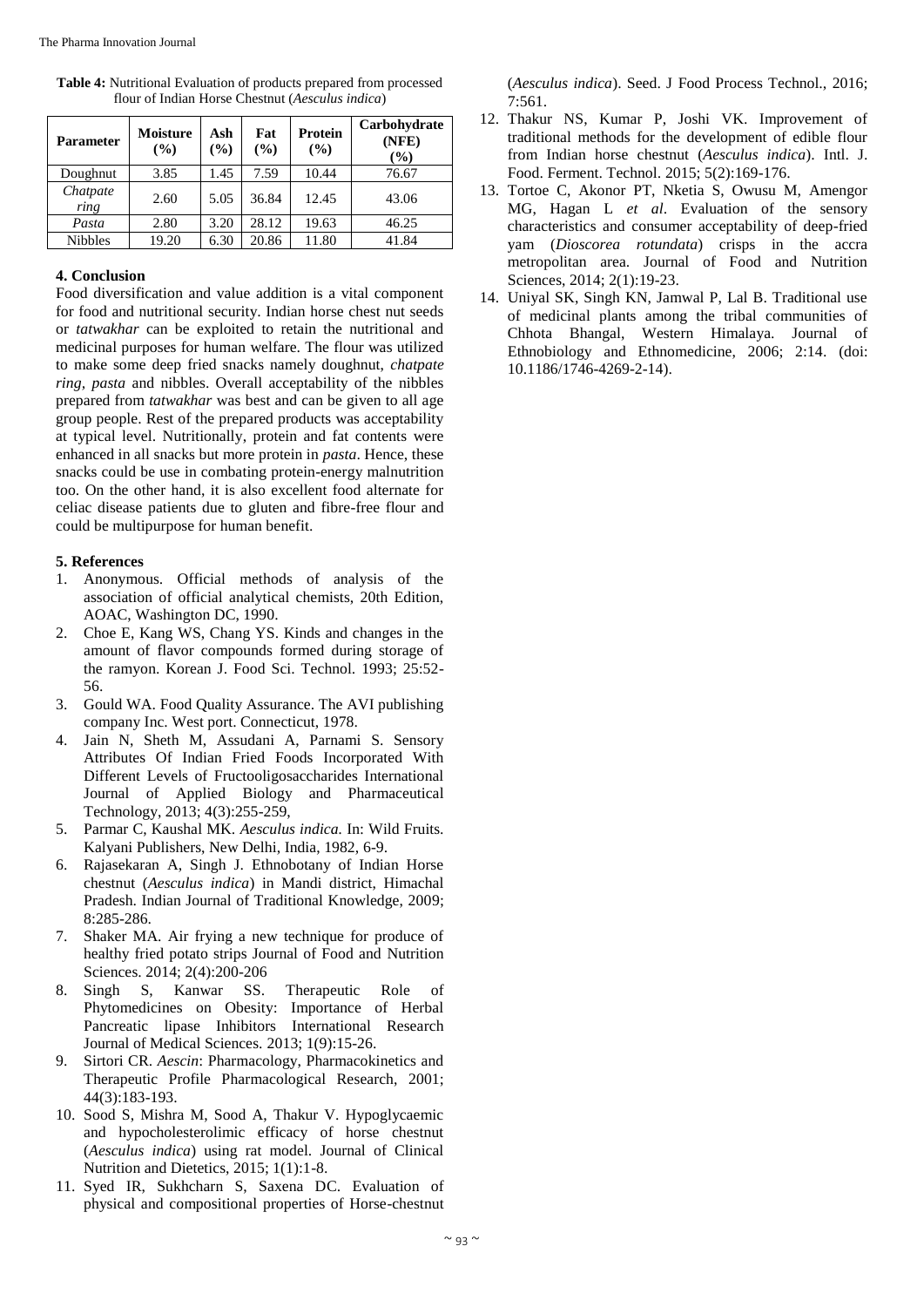**Table 4:** Nutritional Evaluation of products prepared from processed flour of Indian Horse Chestnut (*Aesculus indica*)

| Parameter | Moisture (%) | Ash (%) | Fat (%) | Protein (%) | Carbohydrate (NFE) (%) |
|---|---|---|---|---|---|
| Doughnut | 3.85 | 1.45 | 7.59 | 10.44 | 76.67 |
| *Chatpate ring* | 2.60 | 5.05 | 36.84 | 12.45 | 43.06 |
| *Pasta* | 2.80 | 3.20 | 28.12 | 19.63 | 46.25 |
| Nibbles | 19.20 | 6.30 | 20.86 | 11.80 | 41.84 |

## 4. Conclusion

Food diversification and value addition is a vital component for food and nutritional security. Indian horse chest nut seeds or *tatwakhar* can be exploited to retain the nutritional and medicinal purposes for human welfare. The flour was utilized to make some deep fried snacks namely doughnut, *chatpate ring*, *pasta* and nibbles. Overall acceptability of the nibbles prepared from *tatwakhar* was best and can be given to all age group people. Rest of the prepared products was acceptability at typical level. Nutritionally, protein and fat contents were enhanced in all snacks but more protein in *pasta*. Hence, these snacks could be use in combating protein-energy malnutrition too. On the other hand, it is also excellent food alternate for celiac disease patients due to gluten and fibre-free flour and could be multipurpose for human benefit.

## 5. References

1. Anonymous. Official methods of analysis of the association of official analytical chemists, 20th Edition, AOAC, Washington DC, 1990.
2. Choe E, Kang WS, Chang YS. Kinds and changes in the amount of flavor compounds formed during storage of the ramyon. Korean J. Food Sci. Technol. 1993; 25:52-56.
3. Gould WA. Food Quality Assurance. The AVI publishing company Inc. West port. Connecticut, 1978.
4. Jain N, Sheth M, Assudani A, Parnami S. Sensory Attributes Of Indian Fried Foods Incorporated With Different Levels of Fructooligosaccharides International Journal of Applied Biology and Pharmaceutical Technology, 2013; 4(3):255-259,
5. Parmar C, Kaushal MK. *Aesculus indica.* In: Wild Fruits. Kalyani Publishers, New Delhi, India, 1982, 6-9.
6. Rajasekaran A, Singh J. Ethnobotany of Indian Horse chestnut (*Aesculus indica*) in Mandi district, Himachal Pradesh. Indian Journal of Traditional Knowledge, 2009; 8:285-286.
7. Shaker MA. Air frying a new technique for produce of healthy fried potato strips Journal of Food and Nutrition Sciences. 2014; 2(4):200-206
8. Singh S, Kanwar SS. Therapeutic Role of Phytomedicines on Obesity: Importance of Herbal Pancreatic lipase Inhibitors International Research Journal of Medical Sciences. 2013; 1(9):15-26.
9. Sirtori CR. *Aescin*: Pharmacology, Pharmacokinetics and Therapeutic Profile Pharmacological Research, 2001; 44(3):183-193.
10. Sood S, Mishra M, Sood A, Thakur V. Hypoglycaemic and hypocholesterolimic efficacy of horse chestnut (*Aesculus indica*) using rat model. Journal of Clinical Nutrition and Dietetics, 2015; 1(1):1-8.
11. Syed IR, Sukhcharn S, Saxena DC. Evaluation of physical and compositional properties of Horse-chestnut (*Aesculus indica*). Seed. J Food Process Technol., 2016; 7:561.
12. Thakur NS, Kumar P, Joshi VK. Improvement of traditional methods for the development of edible flour from Indian horse chestnut (*Aesculus indica*). Intl. J. Food. Ferment. Technol. 2015; 5(2):169-176.
13. Tortoe C, Akonor PT, Nketia S, Owusu M, Amengor MG, Hagan L *et al*. Evaluation of the sensory characteristics and consumer acceptability of deep-fried yam (*Dioscorea rotundata*) crisps in the accra metropolitan area. Journal of Food and Nutrition Sciences, 2014; 2(1):19-23.
14. Uniyal SK, Singh KN, Jamwal P, Lal B. Traditional use of medicinal plants among the tribal communities of Chhota Bhangal, Western Himalaya. Journal of Ethnobiology and Ethnomedicine, 2006; 2:14. (doi: 10.1186/1746-4269-2-14).